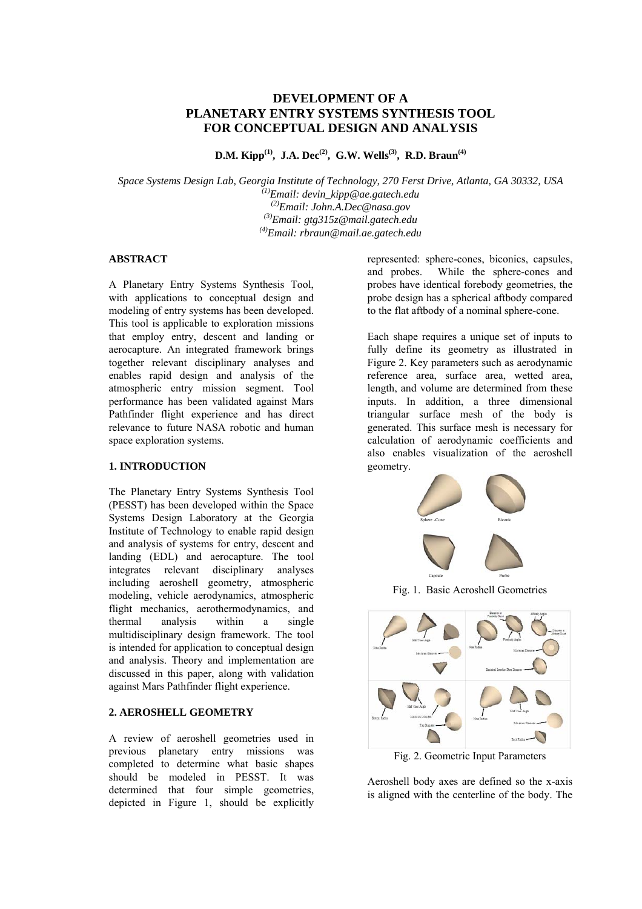# DEVELOPMENT OF A PLANETARY ENTRY SYSTEMS SYNTHESIS TOOL FOR CONCEPTUAL DESIGN AND ANALYSIS

**D.M. Kipp[(1)], J.A. Dec[(2)], G.W. Wells[(3)], R.D. Braun[(4)]**

*Space Systems Design Lab, Georgia Institute of Technology, 270 Ferst Drive, Atlanta, GA 30332, USA*
*[(1)]Email: devin_kipp@ae.gatech.edu*
*[(2)]Email: John.A.Dec@nasa.gov*
*[(3)]Email: gtg315z@mail.gatech.edu*
*[(4)]Email: rbraun@mail.ae.gatech.edu*

## ABSTRACT

A Planetary Entry Systems Synthesis Tool, with applications to conceptual design and modeling of entry systems has been developed. This tool is applicable to exploration missions that employ entry, descent and landing or aerocapture. An integrated framework brings together relevant disciplinary analyses and enables rapid design and analysis of the atmospheric entry mission segment. Tool performance has been validated against Mars Pathfinder flight experience and has direct relevance to future NASA robotic and human space exploration systems.

## 1. INTRODUCTION

The Planetary Entry Systems Synthesis Tool (PESST) has been developed within the Space Systems Design Laboratory at the Georgia Institute of Technology to enable rapid design and analysis of systems for entry, descent and landing (EDL) and aerocapture. The tool integrates relevant disciplinary analyses including aeroshell geometry, atmospheric modeling, vehicle aerodynamics, atmospheric flight mechanics, aerothermodynamics, and thermal analysis within a single multidisciplinary design framework. The tool is intended for application to conceptual design and analysis. Theory and implementation are discussed in this paper, along with validation against Mars Pathfinder flight experience.

## 2. AEROSHELL GEOMETRY

A review of aeroshell geometries used in previous planetary entry missions was completed to determine what basic shapes should be modeled in PESST. It was determined that four simple geometries, depicted in Figure 1, should be explicitly represented: sphere-cones, biconics, capsules, and probes. While the sphere-cones and probes have identical forebody geometries, the probe design has a spherical aftbody compared to the flat aftbody of a nominal sphere-cone.

Each shape requires a unique set of inputs to fully define its geometry as illustrated in Figure 2. Key parameters such as aerodynamic reference area, surface area, wetted area, length, and volume are determined from these inputs. In addition, a three dimensional triangular surface mesh of the body is generated. This surface mesh is necessary for calculation of aerodynamic coefficients and also enables visualization of the aeroshell geometry.

Fig. 1. Basic Aeroshell Geometries

Fig. 2. Geometric Input Parameters

Aeroshell body axes are defined so the x-axis is aligned with the centerline of the body. The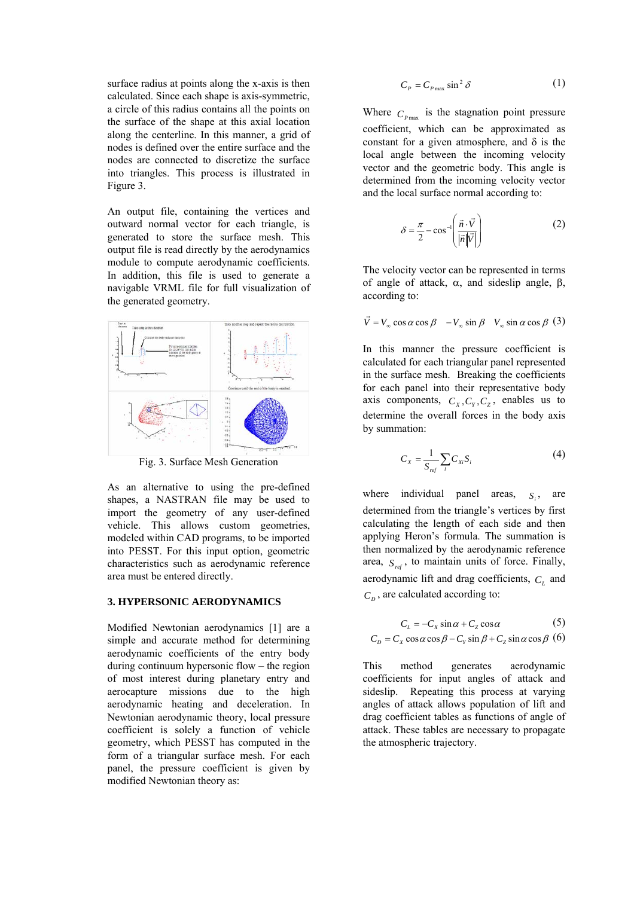surface radius at points along the x-axis is then calculated. Since each shape is axis-symmetric, a circle of this radius contains all the points on the surface of the shape at this axial location along the centerline. In this manner, a grid of nodes is defined over the entire surface and the nodes are connected to discretize the surface into triangles. This process is illustrated in Figure 3.

An output file, containing the vertices and outward normal vector for each triangle, is generated to store the surface mesh. This output file is read directly by the aerodynamics module to compute aerodynamic coefficients. In addition, this file is used to generate a navigable VRML file for full visualization of the generated geometry.

Fig. 3. Surface Mesh Generation

As an alternative to using the pre-defined shapes, a NASTRAN file may be used to import the geometry of any user-defined vehicle. This allows custom geometries, modeled within CAD programs, to be imported into PESST. For this input option, geometric characteristics such as aerodynamic reference area must be entered directly.

## 3. HYPERSONIC AERODYNAMICS

Modified Newtonian aerodynamics [1] are a simple and accurate method for determining aerodynamic coefficients of the entry body during continuum hypersonic flow – the region of most interest during planetary entry and aerocapture missions due to the high aerodynamic heating and deceleration. In Newtonian aerodynamic theory, local pressure coefficient is solely a function of vehicle geometry, which PESST has computed in the form of a triangular surface mesh. For each panel, the pressure coefficient is given by modified Newtonian theory as:

$$C_P = C_{P\max} \sin^2 \delta \tag{1}$$

Where $C_{P\max}$ is the stagnation point pressure coefficient, which can be approximated as constant for a given atmosphere, and $\delta$ is the local angle between the incoming velocity vector and the geometric body. This angle is determined from the incoming velocity vector and the local surface normal according to:

$$\delta = \frac{\pi}{2} - \cos^{-1}\left(\frac{\vec{n} \cdot \vec{V}}{|\vec{n}||\vec{V}|}\right) \tag{2}$$

The velocity vector can be represented in terms of angle of attack, $\alpha$, and sideslip angle, $\beta$, according to:

$$\vec{V} = V_\infty \cos\alpha \cos\beta \quad -V_\infty \sin\beta \quad V_\infty \sin\alpha \cos\beta \tag{3}$$

In this manner the pressure coefficient is calculated for each triangular panel represented in the surface mesh. Breaking the coefficients for each panel into their representative body axis components, $C_X, C_Y, C_Z$, enables us to determine the overall forces in the body axis by summation:

$$C_X = \frac{1}{S_{ref}} \sum_i C_{Xi} S_i \tag{4}$$

where individual panel areas, $S_i$, are determined from the triangle's vertices by first calculating the length of each side and then applying Heron's formula. The summation is then normalized by the aerodynamic reference area, $S_{ref}$, to maintain units of force. Finally, aerodynamic lift and drag coefficients, $C_L$ and $C_D$, are calculated according to:

$$C_L = -C_X \sin\alpha + C_Z \cos\alpha \tag{5}$$

$$C_D = C_X \cos\alpha \cos\beta - C_Y \sin\beta + C_Z \sin\alpha \cos\beta \tag{6}$$

This method generates aerodynamic coefficients for input angles of attack and sideslip. Repeating this process at varying angles of attack allows population of lift and drag coefficient tables as functions of angle of attack. These tables are necessary to propagate the atmospheric trajectory.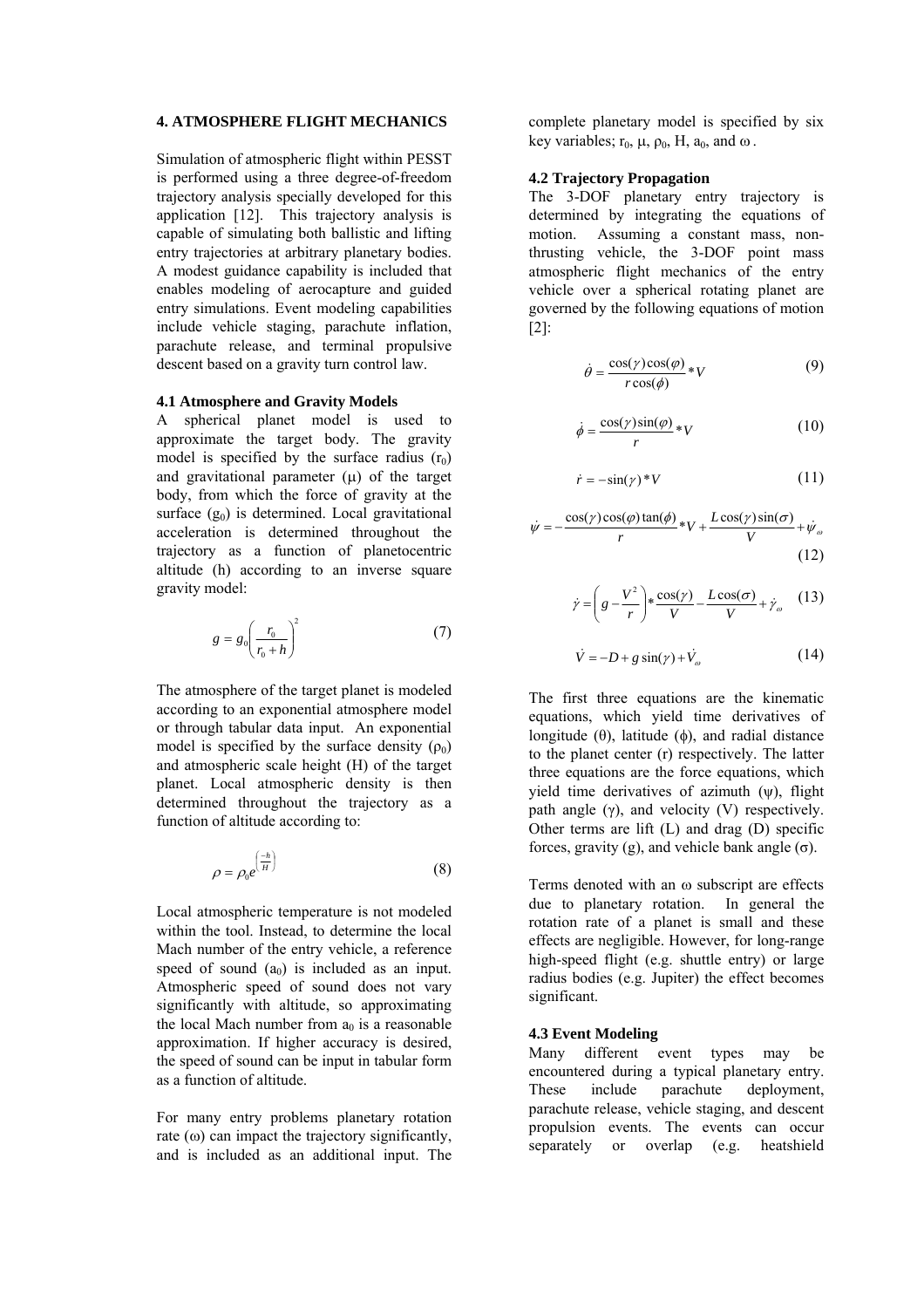## 4. ATMOSPHERE FLIGHT MECHANICS

Simulation of atmospheric flight within PESST is performed using a three degree-of-freedom trajectory analysis specially developed for this application [12]. This trajectory analysis is capable of simulating both ballistic and lifting entry trajectories at arbitrary planetary bodies. A modest guidance capability is included that enables modeling of aerocapture and guided entry simulations. Event modeling capabilities include vehicle staging, parachute inflation, parachute release, and terminal propulsive descent based on a gravity turn control law.

### 4.1 Atmosphere and Gravity Models

A spherical planet model is used to approximate the target body. The gravity model is specified by the surface radius ($r_0$) and gravitational parameter ($\mu$) of the target body, from which the force of gravity at the surface ($g_0$) is determined. Local gravitational acceleration is determined throughout the trajectory as a function of planetocentric altitude (h) according to an inverse square gravity model:

$$g = g_0\left(\frac{r_0}{r_0 + h}\right)^2 \tag{7}$$

The atmosphere of the target planet is modeled according to an exponential atmosphere model or through tabular data input. An exponential model is specified by the surface density ($\rho_0$) and atmospheric scale height (H) of the target planet. Local atmospheric density is then determined throughout the trajectory as a function of altitude according to:

$$\rho = \rho_0 e^{\left(\frac{-h}{H}\right)} \tag{8}$$

Local atmospheric temperature is not modeled within the tool. Instead, to determine the local Mach number of the entry vehicle, a reference speed of sound ($a_0$) is included as an input. Atmospheric speed of sound does not vary significantly with altitude, so approximating the local Mach number from $a_0$ is a reasonable approximation. If higher accuracy is desired, the speed of sound can be input in tabular form as a function of altitude.

For many entry problems planetary rotation rate ($\omega$) can impact the trajectory significantly, and is included as an additional input. The complete planetary model is specified by six key variables; $r_0$, $\mu$, $\rho_0$, H, $a_0$, and $\omega$.

### 4.2 Trajectory Propagation

The 3-DOF planetary entry trajectory is determined by integrating the equations of motion. Assuming a constant mass, non-thrusting vehicle, the 3-DOF point mass atmospheric flight mechanics of the entry vehicle over a spherical rotating planet are governed by the following equations of motion [2]:

$$\dot{\theta} = \frac{\cos(\gamma)\cos(\varphi)}{r\cos(\phi)} * V \tag{9}$$

$$\dot{\phi} = \frac{\cos(\gamma)\sin(\varphi)}{r} * V \tag{10}$$

$$\dot{r} = -\sin(\gamma) * V \tag{11}$$

$$\dot{\psi} = -\frac{\cos(\gamma)\cos(\varphi)\tan(\phi)}{r} * V + \frac{L\cos(\gamma)\sin(\sigma)}{V} + \dot{\psi}_{\omega} \tag{12}$$

$$\dot{\gamma} = \left(g - \frac{V^2}{r}\right) * \frac{\cos(\gamma)}{V} - \frac{L\cos(\sigma)}{V} + \dot{\gamma}_{\omega} \tag{13}$$

$$\dot{V} = -D + g\sin(\gamma) + \dot{V}_{\omega} \tag{14}$$

The first three equations are the kinematic equations, which yield time derivatives of longitude ($\theta$), latitude ($\phi$), and radial distance to the planet center (r) respectively. The latter three equations are the force equations, which yield time derivatives of azimuth ($\psi$), flight path angle ($\gamma$), and velocity (V) respectively. Other terms are lift (L) and drag (D) specific forces, gravity (g), and vehicle bank angle ($\sigma$).

Terms denoted with an $\omega$ subscript are effects due to planetary rotation. In general the rotation rate of a planet is small and these effects are negligible. However, for long-range high-speed flight (e.g. shuttle entry) or large radius bodies (e.g. Jupiter) the effect becomes significant.

### 4.3 Event Modeling

Many different event types may be encountered during a typical planetary entry. These include parachute deployment, parachute release, vehicle staging, and descent propulsion events. The events can occur separately or overlap (e.g. heatshield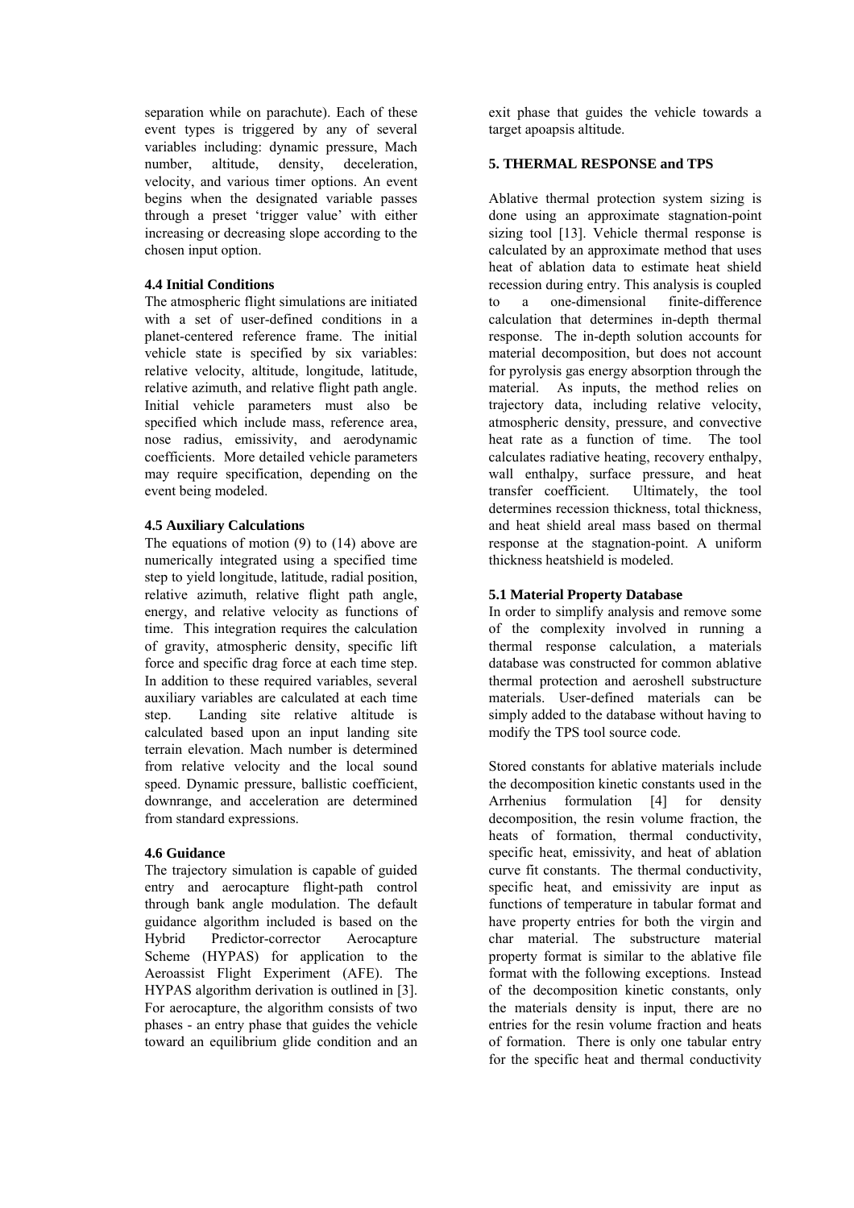separation while on parachute). Each of these event types is triggered by any of several variables including: dynamic pressure, Mach number, altitude, density, deceleration, velocity, and various timer options. An event begins when the designated variable passes through a preset 'trigger value' with either increasing or decreasing slope according to the chosen input option.

### 4.4 Initial Conditions

The atmospheric flight simulations are initiated with a set of user-defined conditions in a planet-centered reference frame. The initial vehicle state is specified by six variables: relative velocity, altitude, longitude, latitude, relative azimuth, and relative flight path angle. Initial vehicle parameters must also be specified which include mass, reference area, nose radius, emissivity, and aerodynamic coefficients. More detailed vehicle parameters may require specification, depending on the event being modeled.

### 4.5 Auxiliary Calculations

The equations of motion (9) to (14) above are numerically integrated using a specified time step to yield longitude, latitude, radial position, relative azimuth, relative flight path angle, energy, and relative velocity as functions of time. This integration requires the calculation of gravity, atmospheric density, specific lift force and specific drag force at each time step. In addition to these required variables, several auxiliary variables are calculated at each time step. Landing site relative altitude is calculated based upon an input landing site terrain elevation. Mach number is determined from relative velocity and the local sound speed. Dynamic pressure, ballistic coefficient, downrange, and acceleration are determined from standard expressions.

### 4.6 Guidance

The trajectory simulation is capable of guided entry and aerocapture flight-path control through bank angle modulation. The default guidance algorithm included is based on the Hybrid Predictor-corrector Aerocapture Scheme (HYPAS) for application to the Aeroassist Flight Experiment (AFE). The HYPAS algorithm derivation is outlined in [3]. For aerocapture, the algorithm consists of two phases - an entry phase that guides the vehicle toward an equilibrium glide condition and an exit phase that guides the vehicle towards a target apoapsis altitude.

## 5. THERMAL RESPONSE and TPS

Ablative thermal protection system sizing is done using an approximate stagnation-point sizing tool [13]. Vehicle thermal response is calculated by an approximate method that uses heat of ablation data to estimate heat shield recession during entry. This analysis is coupled to a one-dimensional finite-difference calculation that determines in-depth thermal response. The in-depth solution accounts for material decomposition, but does not account for pyrolysis gas energy absorption through the material. As inputs, the method relies on trajectory data, including relative velocity, atmospheric density, pressure, and convective heat rate as a function of time. The tool calculates radiative heating, recovery enthalpy, wall enthalpy, surface pressure, and heat transfer coefficient. Ultimately, the tool determines recession thickness, total thickness, and heat shield areal mass based on thermal response at the stagnation-point. A uniform thickness heatshield is modeled.

### 5.1 Material Property Database

In order to simplify analysis and remove some of the complexity involved in running a thermal response calculation, a materials database was constructed for common ablative thermal protection and aeroshell substructure materials. User-defined materials can be simply added to the database without having to modify the TPS tool source code.

Stored constants for ablative materials include the decomposition kinetic constants used in the Arrhenius formulation [4] for density decomposition, the resin volume fraction, the heats of formation, thermal conductivity, specific heat, emissivity, and heat of ablation curve fit constants. The thermal conductivity, specific heat, and emissivity are input as functions of temperature in tabular format and have property entries for both the virgin and char material. The substructure material property format is similar to the ablative file format with the following exceptions. Instead of the decomposition kinetic constants, only the materials density is input, there are no entries for the resin volume fraction and heats of formation. There is only one tabular entry for the specific heat and thermal conductivity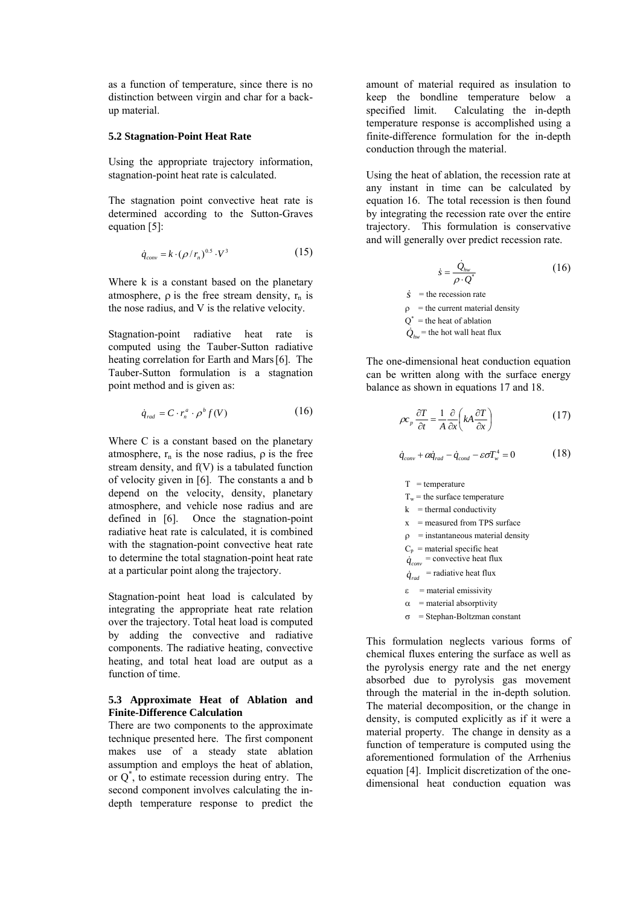as a function of temperature, since there is no distinction between virgin and char for a back-up material.

### 5.2 Stagnation-Point Heat Rate

Using the appropriate trajectory information, stagnation-point heat rate is calculated.

The stagnation point convective heat rate is determined according to the Sutton-Graves equation [5]:

$$\dot{q}_{conv} = k \cdot (\rho / r_n)^{0.5} \cdot V^3 \qquad (15)$$

Where k is a constant based on the planetary atmosphere, ρ is the free stream density, $r_n$ is the nose radius, and V is the relative velocity.

Stagnation-point radiative heat rate is computed using the Tauber-Sutton radiative heating correlation for Earth and Mars [6]. The Tauber-Sutton formulation is a stagnation point method and is given as:

$$\dot{q}_{rad} = C \cdot r_n^a \cdot \rho^b f(V) \qquad (16)$$

Where C is a constant based on the planetary atmosphere, $r_n$ is the nose radius, ρ is the free stream density, and f(V) is a tabulated function of velocity given in [6]. The constants a and b depend on the velocity, density, planetary atmosphere, and vehicle nose radius and are defined in [6]. Once the stagnation-point radiative heat rate is calculated, it is combined with the stagnation-point convective heat rate to determine the total stagnation-point heat rate at a particular point along the trajectory.

Stagnation-point heat load is calculated by integrating the appropriate heat rate relation over the trajectory. Total heat load is computed by adding the convective and radiative components. The radiative heating, convective heating, and total heat load are output as a function of time.

### 5.3 Approximate Heat of Ablation and Finite-Difference Calculation

There are two components to the approximate technique presented here. The first component makes use of a steady state ablation assumption and employs the heat of ablation, or $Q^*$, to estimate recession during entry. The second component involves calculating the in-depth temperature response to predict the amount of material required as insulation to keep the bondline temperature below a specified limit. Calculating the in-depth temperature response is accomplished using a finite-difference formulation for the in-depth conduction through the material.

Using the heat of ablation, the recession rate at any instant in time can be calculated by equation 16. The total recession is then found by integrating the recession rate over the entire trajectory. This formulation is conservative and will generally over predict recession rate.

$$\dot{s} = \frac{\dot{Q}_{hw}}{\rho \cdot Q^*} \qquad (16)$$

$\dot{s}$ = the recession rate
ρ = the current material density
$Q^*$ = the heat of ablation
$\dot{Q}_{hw}$ = the hot wall heat flux

The one-dimensional heat conduction equation can be written along with the surface energy balance as shown in equations 17 and 18.

$$\rho c_p \frac{\partial T}{\partial t} = \frac{1}{A} \frac{\partial}{\partial x}\left( kA \frac{\partial T}{\partial x} \right) \qquad (17)$$

$$\dot{q}_{conv} + \alpha \dot{q}_{rad} - \dot{q}_{cond} - \varepsilon \sigma T_w^4 = 0 \qquad (18)$$

T = temperature
$T_w$ = the surface temperature
k = thermal conductivity
x = measured from TPS surface
ρ = instantaneous material density
$C_p$ = material specific heat
$\dot{q}_{conv}$ = convective heat flux
$\dot{q}_{rad}$ = radiative heat flux
ε = material emissivity
α = material absorptivity
σ = Stephan-Boltzman constant

This formulation neglects various forms of chemical fluxes entering the surface as well as the pyrolysis energy rate and the net energy absorbed due to pyrolysis gas movement through the material in the in-depth solution. The material decomposition, or the change in density, is computed explicitly as if it were a material property. The change in density as a function of temperature is computed using the aforementioned formulation of the Arrhenius equation [4]. Implicit discretization of the one-dimensional heat conduction equation was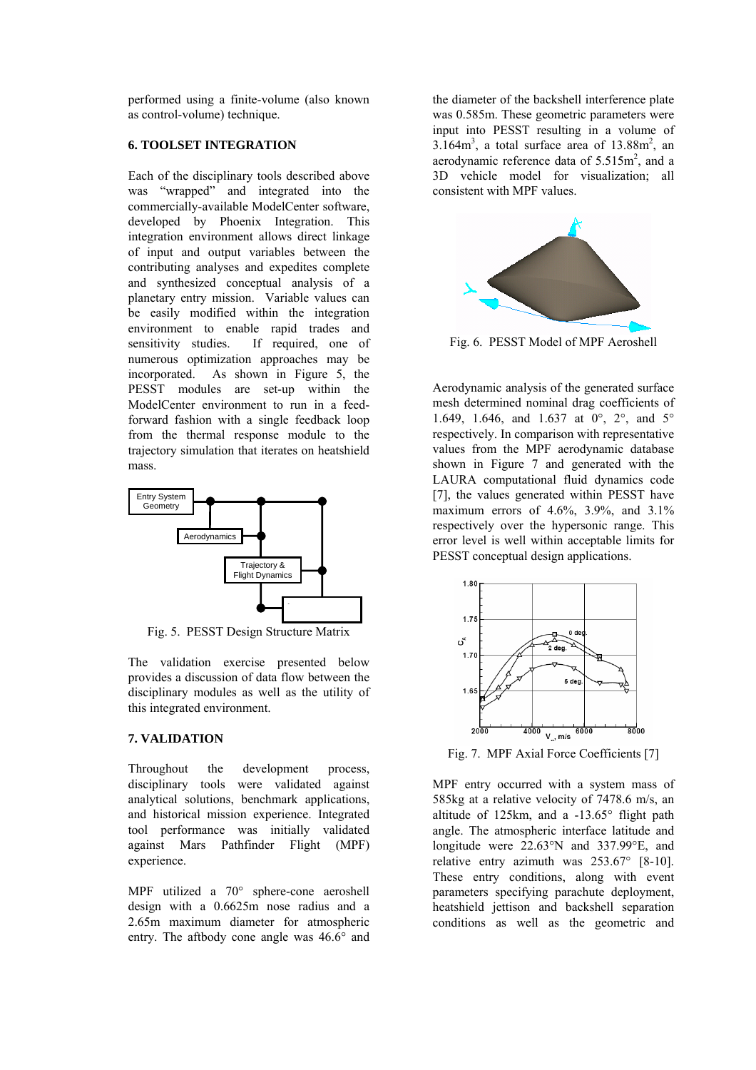performed using a finite-volume (also known as control-volume) technique.

## 6. TOOLSET INTEGRATION

Each of the disciplinary tools described above was "wrapped" and integrated into the commercially-available ModelCenter software, developed by Phoenix Integration. This integration environment allows direct linkage of input and output variables between the contributing analyses and expedites complete and synthesized conceptual analysis of a planetary entry mission. Variable values can be easily modified within the integration environment to enable rapid trades and sensitivity studies. If required, one of numerous optimization approaches may be incorporated. As shown in Figure 5, the PESST modules are set-up within the ModelCenter environment to run in a feed-forward fashion with a single feedback loop from the thermal response module to the trajectory simulation that iterates on heatshield mass.

Fig. 5. PESST Design Structure Matrix

The validation exercise presented below provides a discussion of data flow between the disciplinary modules as well as the utility of this integrated environment.

## 7. VALIDATION

Throughout the development process, disciplinary tools were validated against analytical solutions, benchmark applications, and historical mission experience. Integrated tool performance was initially validated against Mars Pathfinder Flight (MPF) experience.

MPF utilized a 70° sphere-cone aeroshell design with a 0.6625m nose radius and a 2.65m maximum diameter for atmospheric entry. The aftbody cone angle was 46.6° and the diameter of the backshell interference plate was 0.585m. These geometric parameters were input into PESST resulting in a volume of 3.164m$^3$, a total surface area of 13.88m$^2$, an aerodynamic reference data of 5.515m$^2$, and a 3D vehicle model for visualization; all consistent with MPF values.

Fig. 6. PESST Model of MPF Aeroshell

Aerodynamic analysis of the generated surface mesh determined nominal drag coefficients of 1.649, 1.646, and 1.637 at 0°, 2°, and 5° respectively. In comparison with representative values from the MPF aerodynamic database shown in Figure 7 and generated with the LAURA computational fluid dynamics code [7], the values generated within PESST have maximum errors of 4.6%, 3.9%, and 3.1% respectively over the hypersonic range. This error level is well within acceptable limits for PESST conceptual design applications.

Fig. 7. MPF Axial Force Coefficients [7]

MPF entry occurred with a system mass of 585kg at a relative velocity of 7478.6 m/s, an altitude of 125km, and a -13.65° flight path angle. The atmospheric interface latitude and longitude were 22.63°N and 337.99°E, and relative entry azimuth was 253.67° [8-10]. These entry conditions, along with event parameters specifying parachute deployment, heatshield jettison and backshell separation conditions as well as the geometric and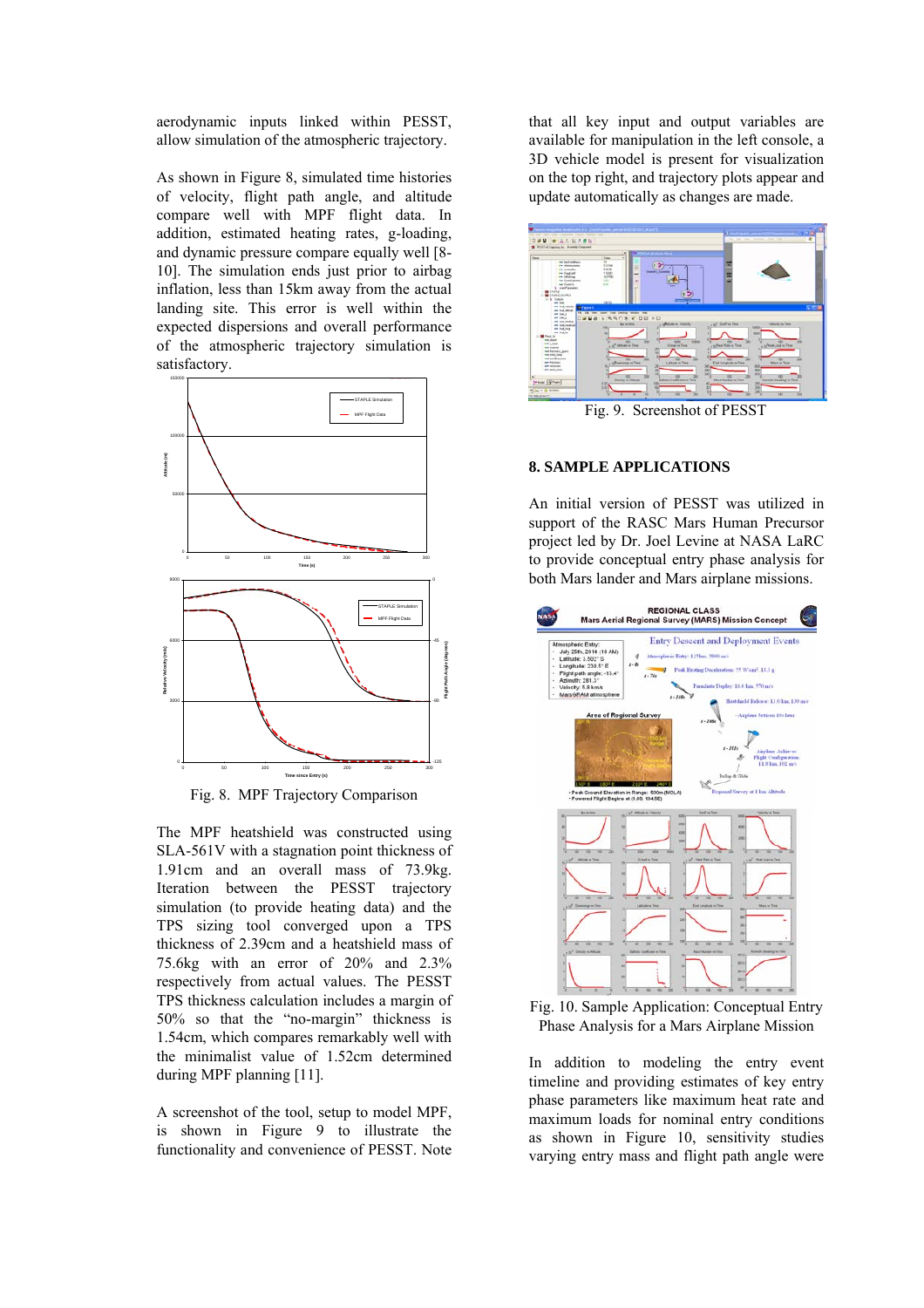aerodynamic inputs linked within PESST, allow simulation of the atmospheric trajectory.

As shown in Figure 8, simulated time histories of velocity, flight path angle, and altitude compare well with MPF flight data. In addition, estimated heating rates, g-loading, and dynamic pressure compare equally well [8-10]. The simulation ends just prior to airbag inflation, less than 15km away from the actual landing site. This error is well within the expected dispersions and overall performance of the atmospheric trajectory simulation is satisfactory.

Fig. 8. MPF Trajectory Comparison

The MPF heatshield was constructed using SLA-561V with a stagnation point thickness of 1.91cm and an overall mass of 73.9kg. Iteration between the PESST trajectory simulation (to provide heating data) and the TPS sizing tool converged upon a TPS thickness of 2.39cm and a heatshield mass of 75.6kg with an error of 20% and 2.3% respectively from actual values. The PESST TPS thickness calculation includes a margin of 50% so that the "no-margin" thickness is 1.54cm, which compares remarkably well with the minimalist value of 1.52cm determined during MPF planning [11].

A screenshot of the tool, setup to model MPF, is shown in Figure 9 to illustrate the functionality and convenience of PESST. Note that all key input and output variables are available for manipulation in the left console, a 3D vehicle model is present for visualization on the top right, and trajectory plots appear and update automatically as changes are made.

Fig. 9. Screenshot of PESST

## 8. SAMPLE APPLICATIONS

An initial version of PESST was utilized in support of the RASC Mars Human Precursor project led by Dr. Joel Levine at NASA LaRC to provide conceptual entry phase analysis for both Mars lander and Mars airplane missions.

Fig. 10. Sample Application: Conceptual Entry Phase Analysis for a Mars Airplane Mission

In addition to modeling the entry event timeline and providing estimates of key entry phase parameters like maximum heat rate and maximum loads for nominal entry conditions as shown in Figure 10, sensitivity studies varying entry mass and flight path angle were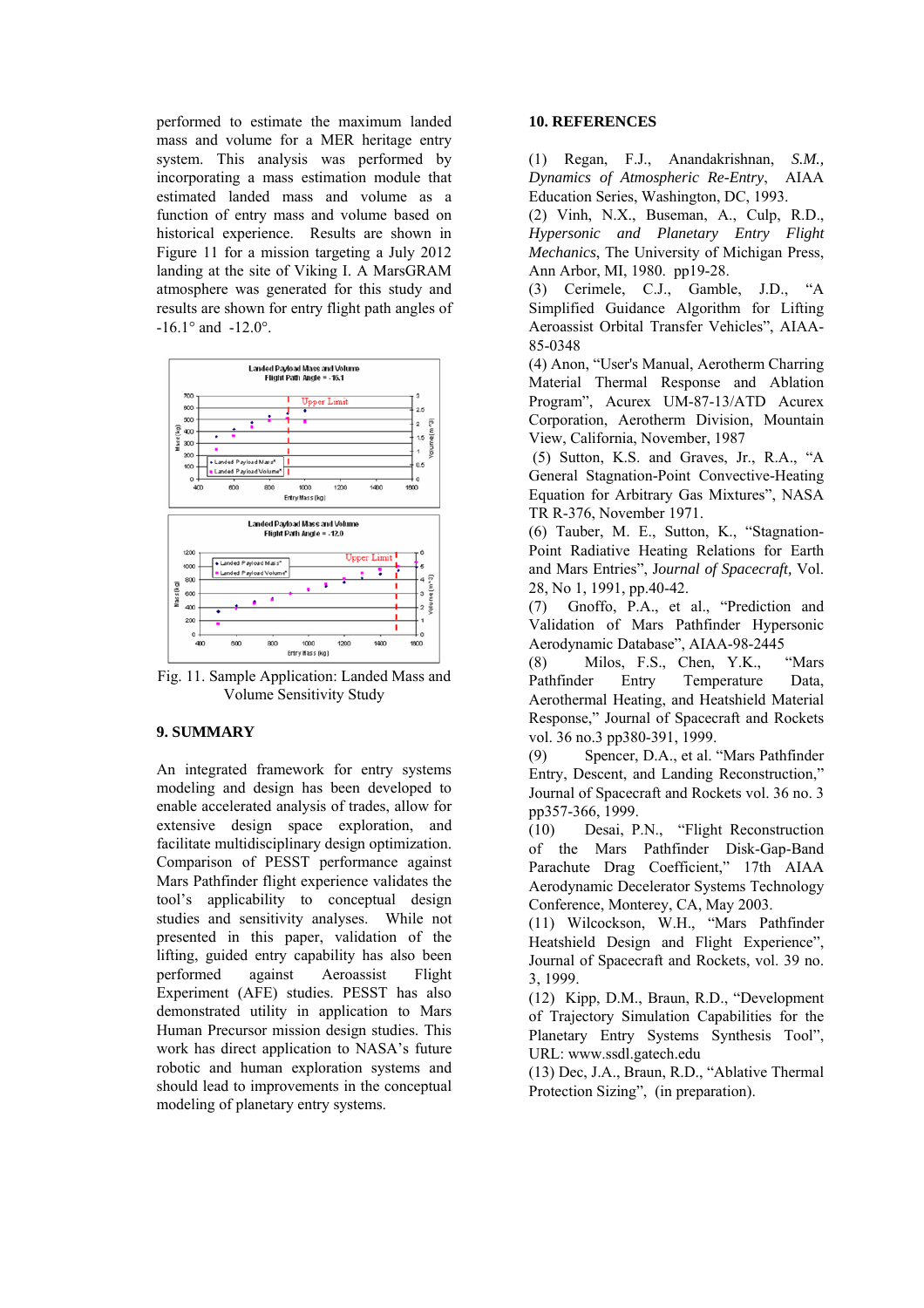performed to estimate the maximum landed mass and volume for a MER heritage entry system. This analysis was performed by incorporating a mass estimation module that estimated landed mass and volume as a function of entry mass and volume based on historical experience. Results are shown in Figure 11 for a mission targeting a July 2012 landing at the site of Viking I. A MarsGRAM atmosphere was generated for this study and results are shown for entry flight path angles of -16.1° and -12.0°.

Landed Payload Mass and Volume
Flight Path Angle = -16.1

Upper Limit

Landed Payload Mass*
Landed Payload Volume*

Mass (kg)
Volume (m^3)
Entry Mass (kg)

Landed Payload Mass and Volume
Flight Path Angle = -12.0

Upper Limit

Landed Payload Mass*
Landed Payload Volume*

Mass (kg)
Volume (m^3)
Entry Mass (kg)

Fig. 11. Sample Application: Landed Mass and Volume Sensitivity Study

## 9. SUMMARY

An integrated framework for entry systems modeling and design has been developed to enable accelerated analysis of trades, allow for extensive design space exploration, and facilitate multidisciplinary design optimization. Comparison of PESST performance against Mars Pathfinder flight experience validates the tool's applicability to conceptual design studies and sensitivity analyses. While not presented in this paper, validation of the lifting, guided entry capability has also been performed against Aeroassist Flight Experiment (AFE) studies. PESST has also demonstrated utility in application to Mars Human Precursor mission design studies. This work has direct application to NASA's future robotic and human exploration systems and should lead to improvements in the conceptual modeling of planetary entry systems.

## 10. REFERENCES

(1) Regan, F.J., Anandakrishnan, *S.M., Dynamics of Atmospheric Re-Entry*, AIAA Education Series, Washington, DC, 1993.

(2) Vinh, N.X., Buseman, A., Culp, R.D., *Hypersonic and Planetary Entry Flight Mechanics*, The University of Michigan Press, Ann Arbor, MI, 1980. pp19-28.

(3) Cerimele, C.J., Gamble, J.D., "A Simplified Guidance Algorithm for Lifting Aeroassist Orbital Transfer Vehicles", AIAA-85-0348

(4) Anon, "User's Manual, Aerotherm Charring Material Thermal Response and Ablation Program", Acurex UM-87-13/ATD Acurex Corporation, Aerotherm Division, Mountain View, California, November, 1987

(5) Sutton, K.S. and Graves, Jr., R.A., "A General Stagnation-Point Convective-Heating Equation for Arbitrary Gas Mixtures", NASA TR R-376, November 1971.

(6) Tauber, M. E., Sutton, K., "Stagnation-Point Radiative Heating Relations for Earth and Mars Entries", *Journal of Spacecraft*, Vol. 28, No 1, 1991, pp.40-42.

(7) Gnoffo, P.A., et al., "Prediction and Validation of Mars Pathfinder Hypersonic Aerodynamic Database", AIAA-98-2445

(8) Milos, F.S., Chen, Y.K., "Mars Pathfinder Entry Temperature Data, Aerothermal Heating, and Heatshield Material Response," Journal of Spacecraft and Rockets vol. 36 no.3 pp380-391, 1999.

(9) Spencer, D.A., et al. "Mars Pathfinder Entry, Descent, and Landing Reconstruction," Journal of Spacecraft and Rockets vol. 36 no. 3 pp357-366, 1999.

(10) Desai, P.N., "Flight Reconstruction of the Mars Pathfinder Disk-Gap-Band Parachute Drag Coefficient," 17th AIAA Aerodynamic Decelerator Systems Technology Conference, Monterey, CA, May 2003.

(11) Wilcockson, W.H., "Mars Pathfinder Heatshield Design and Flight Experience", Journal of Spacecraft and Rockets, vol. 39 no. 3, 1999.

(12) Kipp, D.M., Braun, R.D., "Development of Trajectory Simulation Capabilities for the Planetary Entry Systems Synthesis Tool", URL: www.ssdl.gatech.edu

(13) Dec, J.A., Braun, R.D., "Ablative Thermal Protection Sizing", (in preparation).